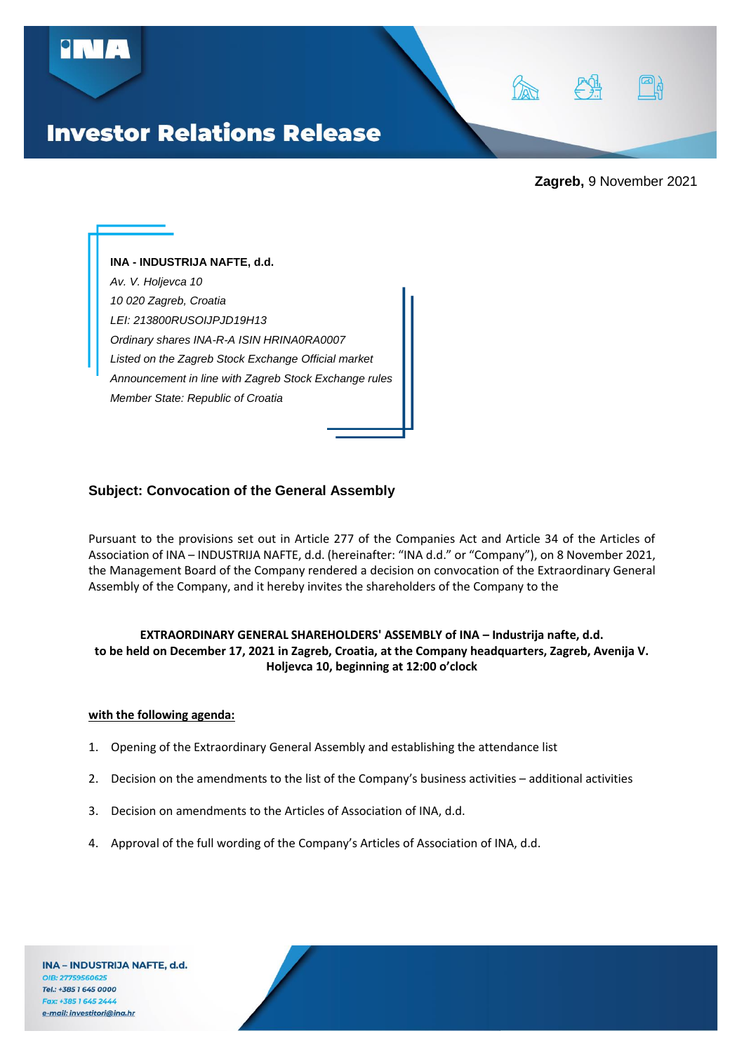# Investor Relations Release

**Zagreb,** 9 November 2021

**INA - INDUSTRIJA NAFTE, d.d.**
*Av. V. Holjevca 10*
*10 020 Zagreb, Croatia*
*LEI: 213800RUSOIJPJD19H13*
*Ordinary shares INA-R-A ISIN HRINA0RA0007*
*Listed on the Zagreb Stock Exchange Official market*
*Announcement in line with Zagreb Stock Exchange rules*
*Member State: Republic of Croatia*

## Subject: Convocation of the General Assembly

Pursuant to the provisions set out in Article 277 of the Companies Act and Article 34 of the Articles of Association of INA – INDUSTRIJA NAFTE, d.d. (hereinafter: "INA d.d." or "Company"), on 8 November 2021, the Management Board of the Company rendered a decision on convocation of the Extraordinary General Assembly of the Company, and it hereby invites the shareholders of the Company to the

**EXTRAORDINARY GENERAL SHAREHOLDERS' ASSEMBLY of INA – Industrija nafte, d.d.**
**to be held on December 17, 2021 in Zagreb, Croatia, at the Company headquarters, Zagreb, Avenija V. Holjevca 10, beginning at 12:00 o'clock**

**with the following agenda:**

1. Opening of the Extraordinary General Assembly and establishing the attendance list
2. Decision on the amendments to the list of the Company's business activities – additional activities
3. Decision on amendments to the Articles of Association of INA, d.d.
4. Approval of the full wording of the Company's Articles of Association of INA, d.d.

**INA – INDUSTRIJA NAFTE, d.d.**
*OIB: 27759560625*
*Tel.: +385 1 645 0000*
*Fax: +385 1 645 2444*
*e-mail: investitori@ina.hr*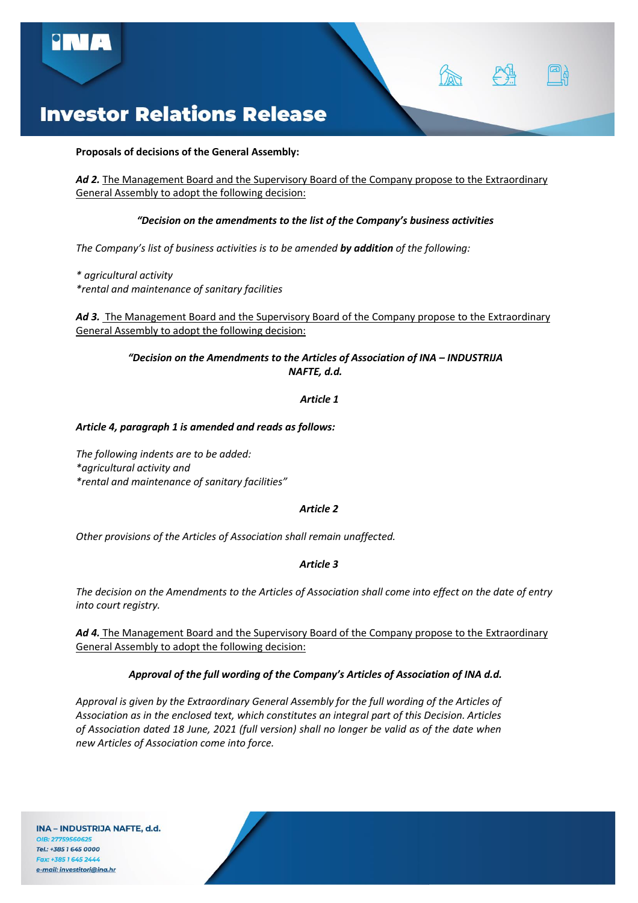**Proposals of decisions of the General Assembly:**

***Ad 2.*** The Management Board and the Supervisory Board of the Company propose to the Extraordinary General Assembly to adopt the following decision:

***"Decision on the amendments to the list of the Company's business activities***

*The Company's list of business activities is to be amended* ***by addition*** *of the following:*

*\* agricultural activity*
*\*rental and maintenance of sanitary facilities*

***Ad 3.*** The Management Board and the Supervisory Board of the Company propose to the Extraordinary General Assembly to adopt the following decision:

***"Decision on the Amendments to the Articles of Association of INA – INDUSTRIJA NAFTE, d.d.***

***Article 1***

***Article 4, paragraph 1 is amended and reads as follows:***

*The following indents are to be added:*
*\*agricultural activity and*
*\*rental and maintenance of sanitary facilities"*

***Article 2***

*Other provisions of the Articles of Association shall remain unaffected.*

***Article 3***

*The decision on the Amendments to the Articles of Association shall come into effect on the date of entry into court registry.*

***Ad 4.*** The Management Board and the Supervisory Board of the Company propose to the Extraordinary General Assembly to adopt the following decision:

***Approval of the full wording of the Company's Articles of Association of INA d.d.***

*Approval is given by the Extraordinary General Assembly for the full wording of the Articles of Association as in the enclosed text, which constitutes an integral part of this Decision. Articles of Association dated 18 June, 2021 (full version) shall no longer be valid as of the date when new Articles of Association come into force.*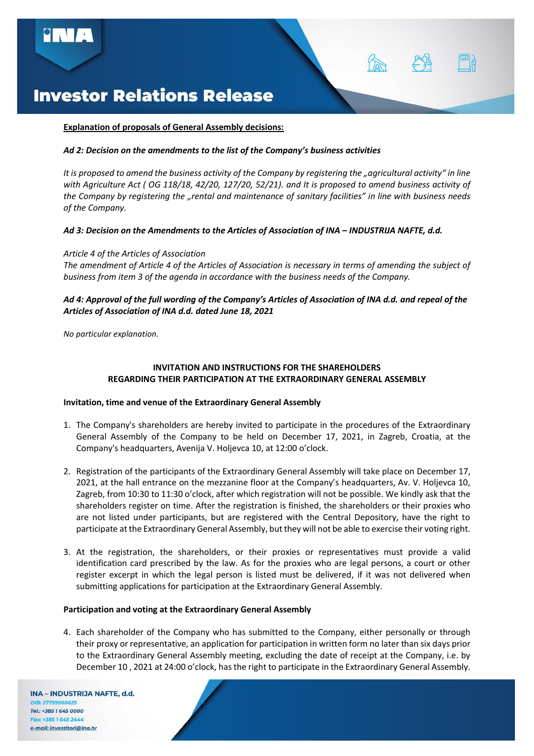**Explanation of proposals of General Assembly decisions:**

***Ad 2: Decision on the amendments to the list of the Company's business activities***

*It is proposed to amend the business activity of the Company by registering the „agricultural activity" in line with Agriculture Act ( OG 118/18, 42/20, 127/20, 52/21). and It is proposed to amend business activity of the Company by registering the „rental and maintenance of sanitary facilities" in line with business needs of the Company.*

***Ad 3: Decision on the Amendments to the Articles of Association of INA – INDUSTRIJA NAFTE, d.d.***

*Article 4 of the Articles of Association*
*The amendment of Article 4 of the Articles of Association is necessary in terms of amending the subject of business from item 3 of the agenda in accordance with the business needs of the Company.*

***Ad 4: Approval of the full wording of the Company's Articles of Association of INA d.d. and repeal of the Articles of Association of INA d.d. dated June 18, 2021***

*No particular explanation.*

**INVITATION AND INSTRUCTIONS FOR THE SHAREHOLDERS REGARDING THEIR PARTICIPATION AT THE EXTRAORDINARY GENERAL ASSEMBLY**

**Invitation, time and venue of the Extraordinary General Assembly**

1. The Company's shareholders are hereby invited to participate in the procedures of the Extraordinary General Assembly of the Company to be held on December 17, 2021, in Zagreb, Croatia, at the Company's headquarters, Avenija V. Holjevca 10, at 12:00 o'clock.

2. Registration of the participants of the Extraordinary General Assembly will take place on December 17, 2021, at the hall entrance on the mezzanine floor at the Company's headquarters, Av. V. Holjevca 10, Zagreb, from 10:30 to 11:30 o'clock, after which registration will not be possible. We kindly ask that the shareholders register on time. After the registration is finished, the shareholders or their proxies who are not listed under participants, but are registered with the Central Depository, have the right to participate at the Extraordinary General Assembly, but they will not be able to exercise their voting right.

3. At the registration, the shareholders, or their proxies or representatives must provide a valid identification card prescribed by the law. As for the proxies who are legal persons, a court or other register excerpt in which the legal person is listed must be delivered, if it was not delivered when submitting applications for participation at the Extraordinary General Assembly.

**Participation and voting at the Extraordinary General Assembly**

4. Each shareholder of the Company who has submitted to the Company, either personally or through their proxy or representative, an application for participation in written form no later than six days prior to the Extraordinary General Assembly meeting, excluding the date of receipt at the Company, i.e. by December 10 , 2021 at 24:00 o'clock, has the right to participate in the Extraordinary General Assembly.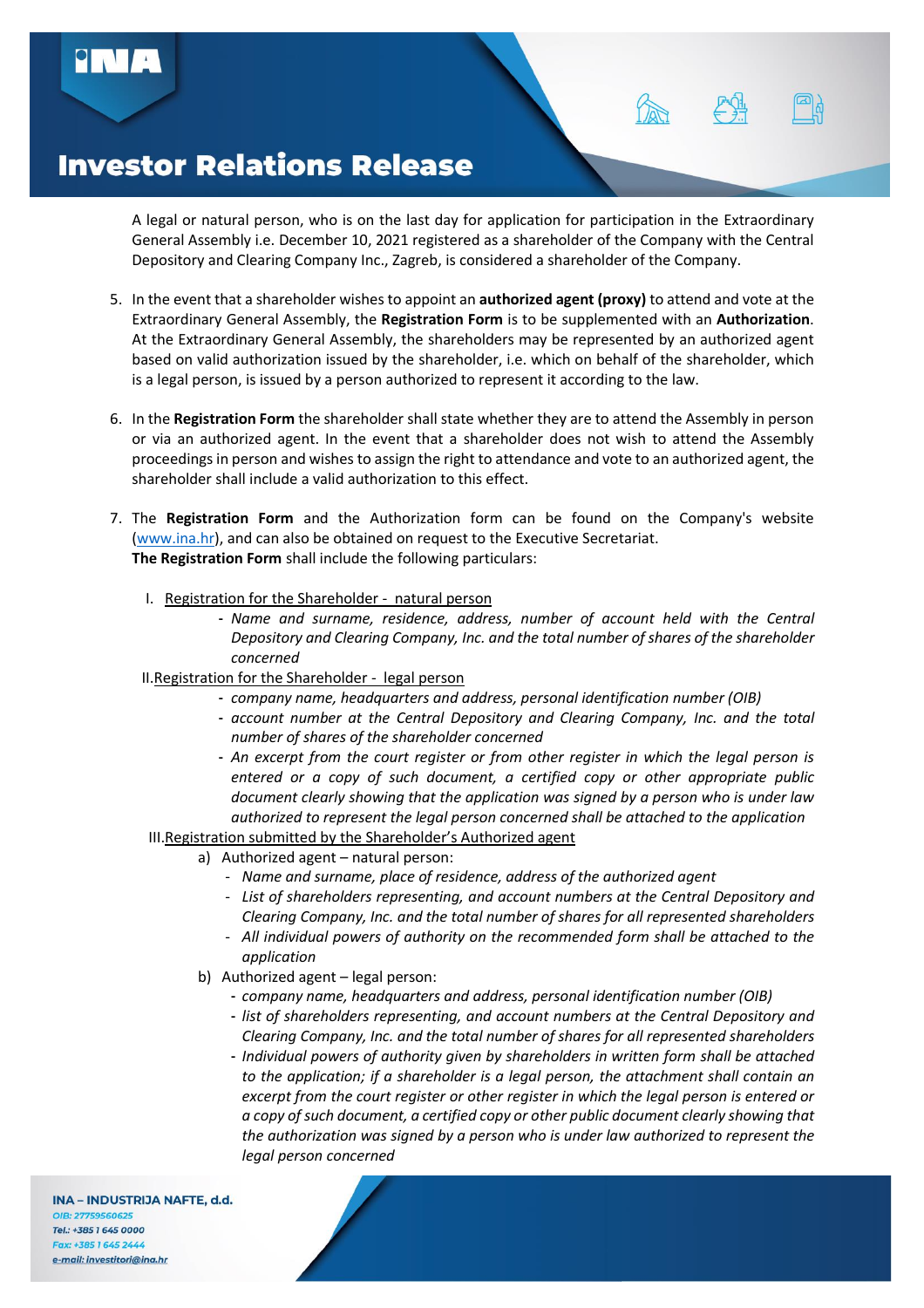A legal or natural person, who is on the last day for application for participation in the Extraordinary General Assembly i.e. December 10, 2021 registered as a shareholder of the Company with the Central Depository and Clearing Company Inc., Zagreb, is considered a shareholder of the Company.

5. In the event that a shareholder wishes to appoint an **authorized agent (proxy)** to attend and vote at the Extraordinary General Assembly, the **Registration Form** is to be supplemented with an **Authorization**. At the Extraordinary General Assembly, the shareholders may be represented by an authorized agent based on valid authorization issued by the shareholder, i.e. which on behalf of the shareholder, which is a legal person, is issued by a person authorized to represent it according to the law.

6. In the **Registration Form** the shareholder shall state whether they are to attend the Assembly in person or via an authorized agent. In the event that a shareholder does not wish to attend the Assembly proceedings in person and wishes to assign the right to attendance and vote to an authorized agent, the shareholder shall include a valid authorization to this effect.

7. The **Registration Form** and the Authorization form can be found on the Company's website (www.ina.hr), and can also be obtained on request to the Executive Secretariat.
   **The Registration Form** shall include the following particulars:

   I. Registration for the Shareholder - natural person
      - *Name and surname, residence, address, number of account held with the Central Depository and Clearing Company, Inc. and the total number of shares of the shareholder concerned*

   II. Registration for the Shareholder - legal person
      - *company name, headquarters and address, personal identification number (OIB)*
      - *account number at the Central Depository and Clearing Company, Inc. and the total number of shares of the shareholder concerned*
      - *An excerpt from the court register or from other register in which the legal person is entered or a copy of such document, a certified copy or other appropriate public document clearly showing that the application was signed by a person who is under law authorized to represent the legal person concerned shall be attached to the application*

   III. Registration submitted by the Shareholder's Authorized agent
      a) Authorized agent – natural person:
         - *Name and surname, place of residence, address of the authorized agent*
         - *List of shareholders representing, and account numbers at the Central Depository and Clearing Company, Inc. and the total number of shares for all represented shareholders*
         - *All individual powers of authority on the recommended form shall be attached to the application*
      b) Authorized agent – legal person:
         - *company name, headquarters and address, personal identification number (OIB)*
         - *list of shareholders representing, and account numbers at the Central Depository and Clearing Company, Inc. and the total number of shares for all represented shareholders*
         - *Individual powers of authority given by shareholders in written form shall be attached to the application; if a shareholder is a legal person, the attachment shall contain an excerpt from the court register or other register in which the legal person is entered or a copy of such document, a certified copy or other public document clearly showing that the authorization was signed by a person who is under law authorized to represent the legal person concerned*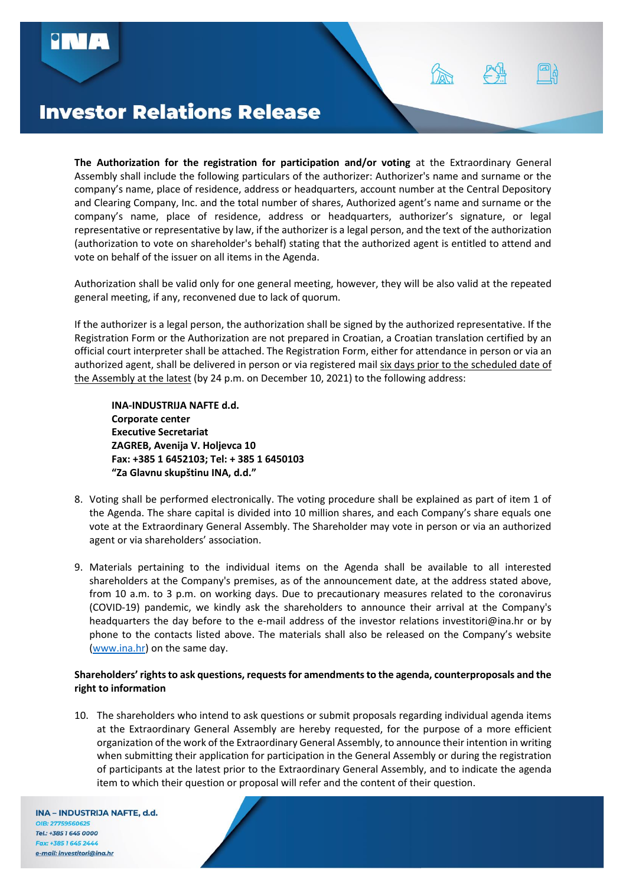**The Authorization for the registration for participation and/or voting** at the Extraordinary General Assembly shall include the following particulars of the authorizer: Authorizer's name and surname or the company's name, place of residence, address or headquarters, account number at the Central Depository and Clearing Company, Inc. and the total number of shares, Authorized agent's name and surname or the company's name, place of residence, address or headquarters, authorizer's signature, or legal representative or representative by law, if the authorizer is a legal person, and the text of the authorization (authorization to vote on shareholder's behalf) stating that the authorized agent is entitled to attend and vote on behalf of the issuer on all items in the Agenda.

Authorization shall be valid only for one general meeting, however, they will be also valid at the repeated general meeting, if any, reconvened due to lack of quorum.

If the authorizer is a legal person, the authorization shall be signed by the authorized representative. If the Registration Form or the Authorization are not prepared in Croatian, a Croatian translation certified by an official court interpreter shall be attached. The Registration Form, either for attendance in person or via an authorized agent, shall be delivered in person or via registered mail six days prior to the scheduled date of the Assembly at the latest (by 24 p.m. on December 10, 2021) to the following address:

**INA-INDUSTRIJA NAFTE d.d.**
**Corporate center**
**Executive Secretariat**
**ZAGREB, Avenija V. Holjevca 10**
**Fax: +385 1 6452103; Tel: + 385 1 6450103**
**"Za Glavnu skupštinu INA, d.d."**

8. Voting shall be performed electronically. The voting procedure shall be explained as part of item 1 of the Agenda. The share capital is divided into 10 million shares, and each Company's share equals one vote at the Extraordinary General Assembly. The Shareholder may vote in person or via an authorized agent or via shareholders' association.

9. Materials pertaining to the individual items on the Agenda shall be available to all interested shareholders at the Company's premises, as of the announcement date, at the address stated above, from 10 a.m. to 3 p.m. on working days. Due to precautionary measures related to the coronavirus (COVID-19) pandemic, we kindly ask the shareholders to announce their arrival at the Company's headquarters the day before to the e-mail address of the investor relations investitori@ina.hr or by phone to the contacts listed above. The materials shall also be released on the Company's website (www.ina.hr) on the same day.

**Shareholders' rights to ask questions, requests for amendments to the agenda, counterproposals and the right to information**

10. The shareholders who intend to ask questions or submit proposals regarding individual agenda items at the Extraordinary General Assembly are hereby requested, for the purpose of a more efficient organization of the work of the Extraordinary General Assembly, to announce their intention in writing when submitting their application for participation in the General Assembly or during the registration of participants at the latest prior to the Extraordinary General Assembly, and to indicate the agenda item to which their question or proposal will refer and the content of their question.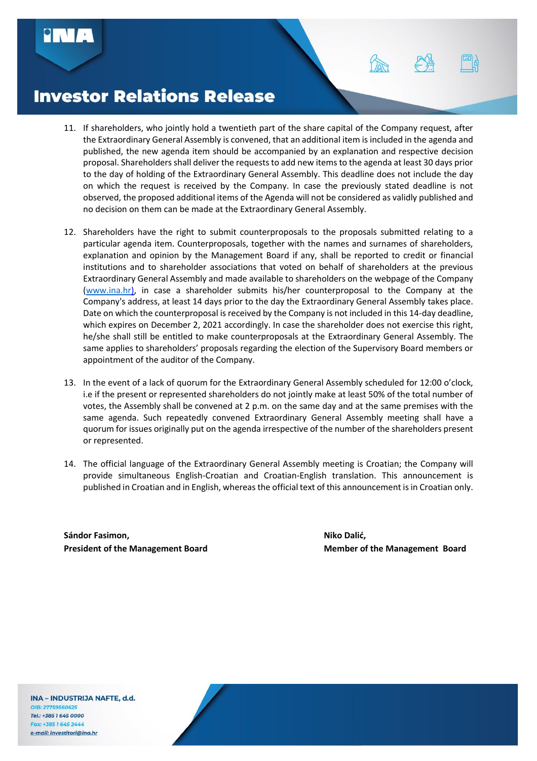11. If shareholders, who jointly hold a twentieth part of the share capital of the Company request, after the Extraordinary General Assembly is convened, that an additional item is included in the agenda and published, the new agenda item should be accompanied by an explanation and respective decision proposal. Shareholders shall deliver the requests to add new items to the agenda at least 30 days prior to the day of holding of the Extraordinary General Assembly. This deadline does not include the day on which the request is received by the Company. In case the previously stated deadline is not observed, the proposed additional items of the Agenda will not be considered as validly published and no decision on them can be made at the Extraordinary General Assembly.

12. Shareholders have the right to submit counterproposals to the proposals submitted relating to a particular agenda item. Counterproposals, together with the names and surnames of shareholders, explanation and opinion by the Management Board if any, shall be reported to credit or financial institutions and to shareholder associations that voted on behalf of shareholders at the previous Extraordinary General Assembly and made available to shareholders on the webpage of the Company (www.ina.hr), in case a shareholder submits his/her counterproposal to the Company at the Company's address, at least 14 days prior to the day the Extraordinary General Assembly takes place. Date on which the counterproposal is received by the Company is not included in this 14-day deadline, which expires on December 2, 2021 accordingly. In case the shareholder does not exercise this right, he/she shall still be entitled to make counterproposals at the Extraordinary General Assembly. The same applies to shareholders' proposals regarding the election of the Supervisory Board members or appointment of the auditor of the Company.

13. In the event of a lack of quorum for the Extraordinary General Assembly scheduled for 12:00 o'clock, i.e if the present or represented shareholders do not jointly make at least 50% of the total number of votes, the Assembly shall be convened at 2 p.m. on the same day and at the same premises with the same agenda. Such repeatedly convened Extraordinary General Assembly meeting shall have a quorum for issues originally put on the agenda irrespective of the number of the shareholders present or represented.

14. The official language of the Extraordinary General Assembly meeting is Croatian; the Company will provide simultaneous English-Croatian and Croatian-English translation. This announcement is published in Croatian and in English, whereas the official text of this announcement is in Croatian only.

**Sándor Fasimon,**
**President of the Management Board**

**Niko Dalić,**
**Member of the Management Board**